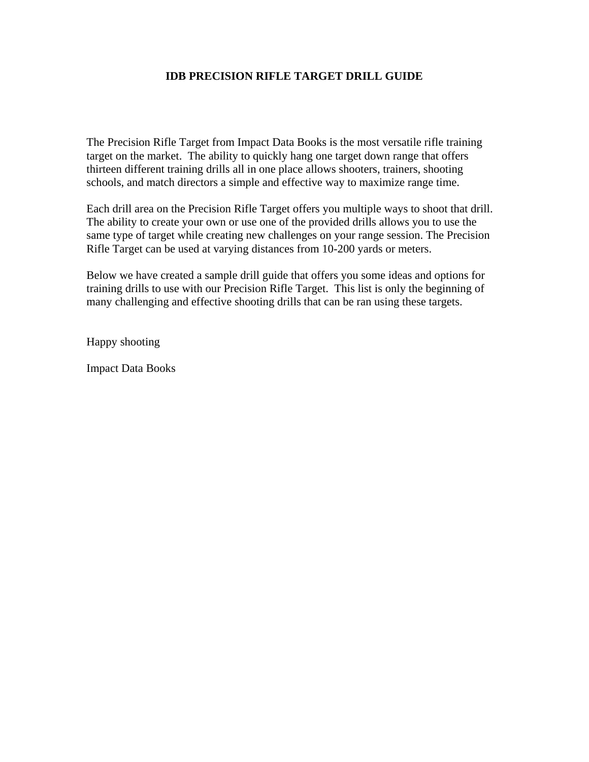# IDB PRECISION RIFLE TARGET DRILL GUIDE

The Precision Rifle Target from Impact Data Books is the most versatile rifle training target on the market. The ability to quickly hang one target down range that offers thirteen different training drills all in one place allows shooters, trainers, shooting schools, and match directors a simple and effective way to maximize range time.

Each drill area on the Precision Rifle Target offers you multiple ways to shoot that drill. The ability to create your own or use one of the provided drills allows you to use the same type of target while creating new challenges on your range session. The Precision Rifle Target can be used at varying distances from 10-200 yards or meters.

Below we have created a sample drill guide that offers you some ideas and options for training drills to use with our Precision Rifle Target. This list is only the beginning of many challenging and effective shooting drills that can be ran using these targets.

Happy shooting

Impact Data Books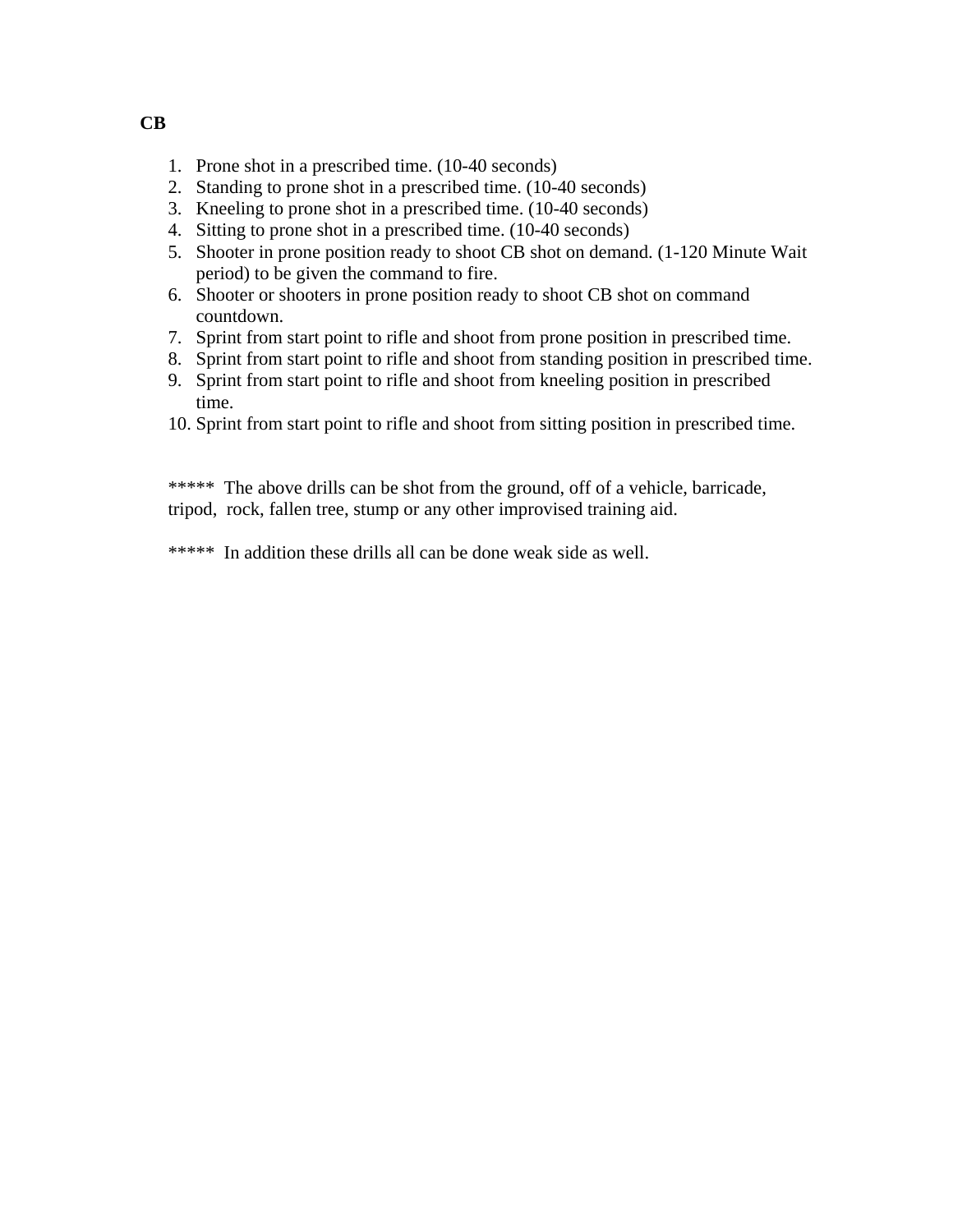**CB**

1. Prone shot in a prescribed time. (10-40 seconds)
2. Standing to prone shot in a prescribed time. (10-40 seconds)
3. Kneeling to prone shot in a prescribed time. (10-40 seconds)
4. Sitting to prone shot in a prescribed time. (10-40 seconds)
5. Shooter in prone position ready to shoot CB shot on demand. (1-120 Minute Wait period) to be given the command to fire.
6. Shooter or shooters in prone position ready to shoot CB shot on command countdown.
7. Sprint from start point to rifle and shoot from prone position in prescribed time.
8. Sprint from start point to rifle and shoot from standing position in prescribed time.
9. Sprint from start point to rifle and shoot from kneeling position in prescribed time.
10. Sprint from start point to rifle and shoot from sitting position in prescribed time.

*****  The above drills can be shot from the ground, off of a vehicle, barricade, tripod, rock, fallen tree, stump or any other improvised training aid.

*****  In addition these drills all can be done weak side as well.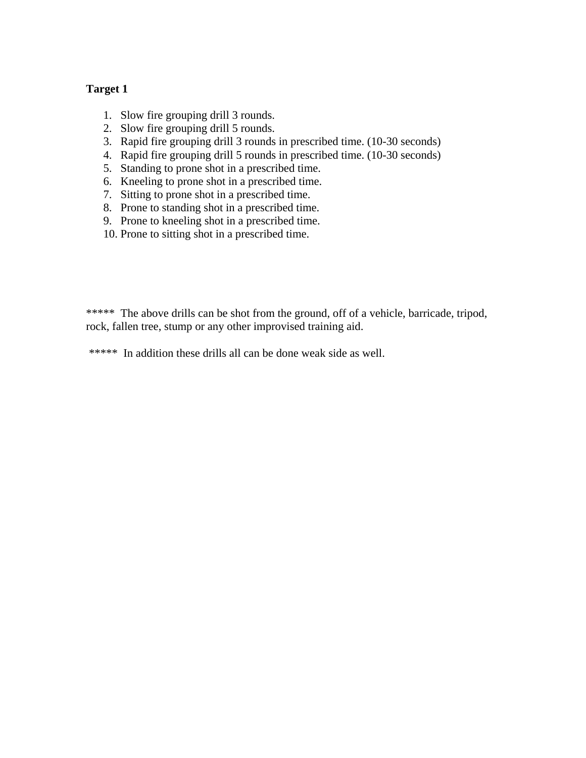**Target 1**

1. Slow fire grouping drill 3 rounds.
2. Slow fire grouping drill 5 rounds.
3. Rapid fire grouping drill 3 rounds in prescribed time. (10-30 seconds)
4. Rapid fire grouping drill 5 rounds in prescribed time. (10-30 seconds)
5. Standing to prone shot in a prescribed time.
6. Kneeling to prone shot in a prescribed time.
7. Sitting to prone shot in a prescribed time.
8. Prone to standing shot in a prescribed time.
9. Prone to kneeling shot in a prescribed time.
10. Prone to sitting shot in a prescribed time.

***** The above drills can be shot from the ground, off of a vehicle, barricade, tripod, rock, fallen tree, stump or any other improvised training aid.

***** In addition these drills all can be done weak side as well.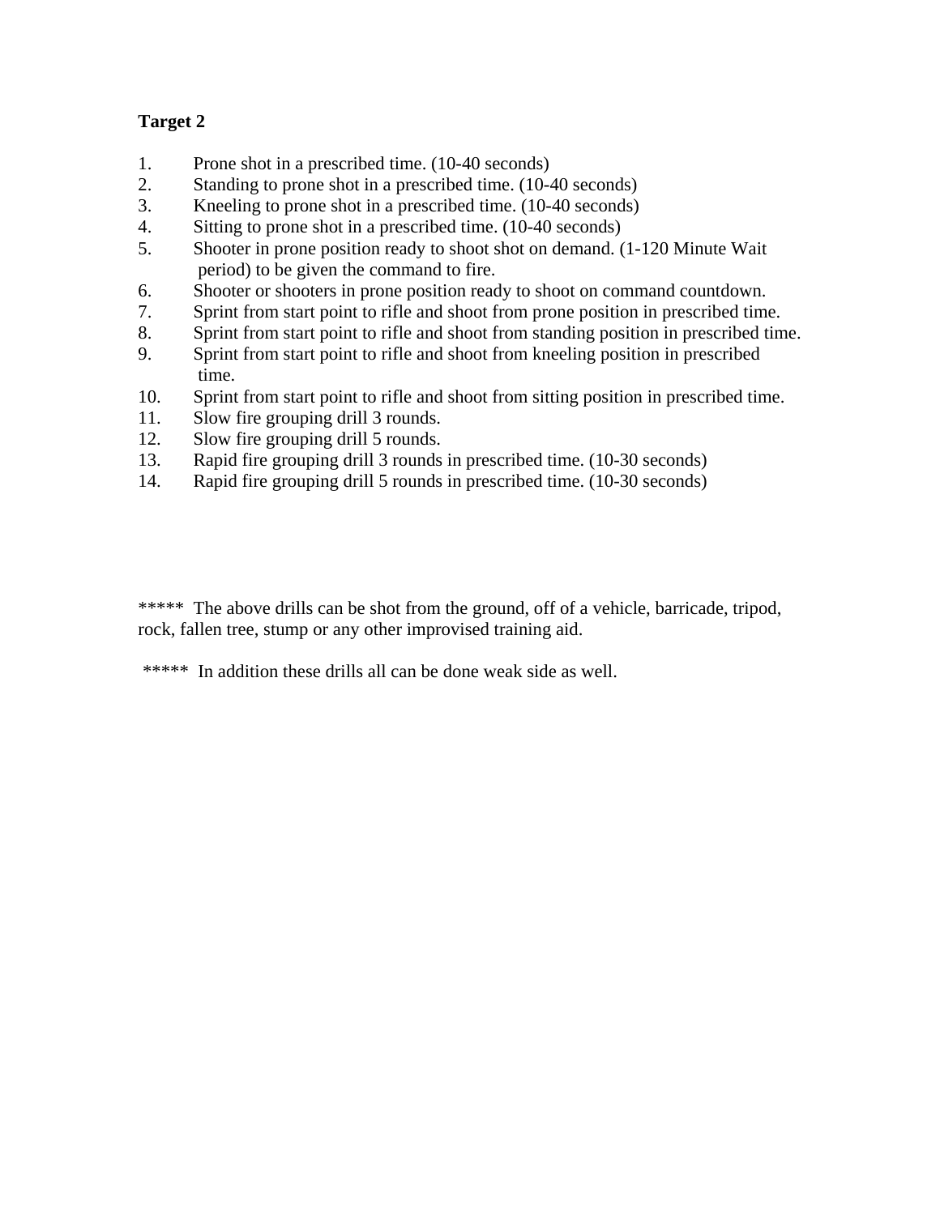**Target 2**

1. Prone shot in a prescribed time. (10-40 seconds)
2. Standing to prone shot in a prescribed time. (10-40 seconds)
3. Kneeling to prone shot in a prescribed time. (10-40 seconds)
4. Sitting to prone shot in a prescribed time. (10-40 seconds)
5. Shooter in prone position ready to shoot shot on demand. (1-120 Minute Wait period) to be given the command to fire.
6. Shooter or shooters in prone position ready to shoot on command countdown.
7. Sprint from start point to rifle and shoot from prone position in prescribed time.
8. Sprint from start point to rifle and shoot from standing position in prescribed time.
9. Sprint from start point to rifle and shoot from kneeling position in prescribed time.
10. Sprint from start point to rifle and shoot from sitting position in prescribed time.
11. Slow fire grouping drill 3 rounds.
12. Slow fire grouping drill 5 rounds.
13. Rapid fire grouping drill 3 rounds in prescribed time. (10-30 seconds)
14. Rapid fire grouping drill 5 rounds in prescribed time. (10-30 seconds)

***** The above drills can be shot from the ground, off of a vehicle, barricade, tripod, rock, fallen tree, stump or any other improvised training aid.

***** In addition these drills all can be done weak side as well.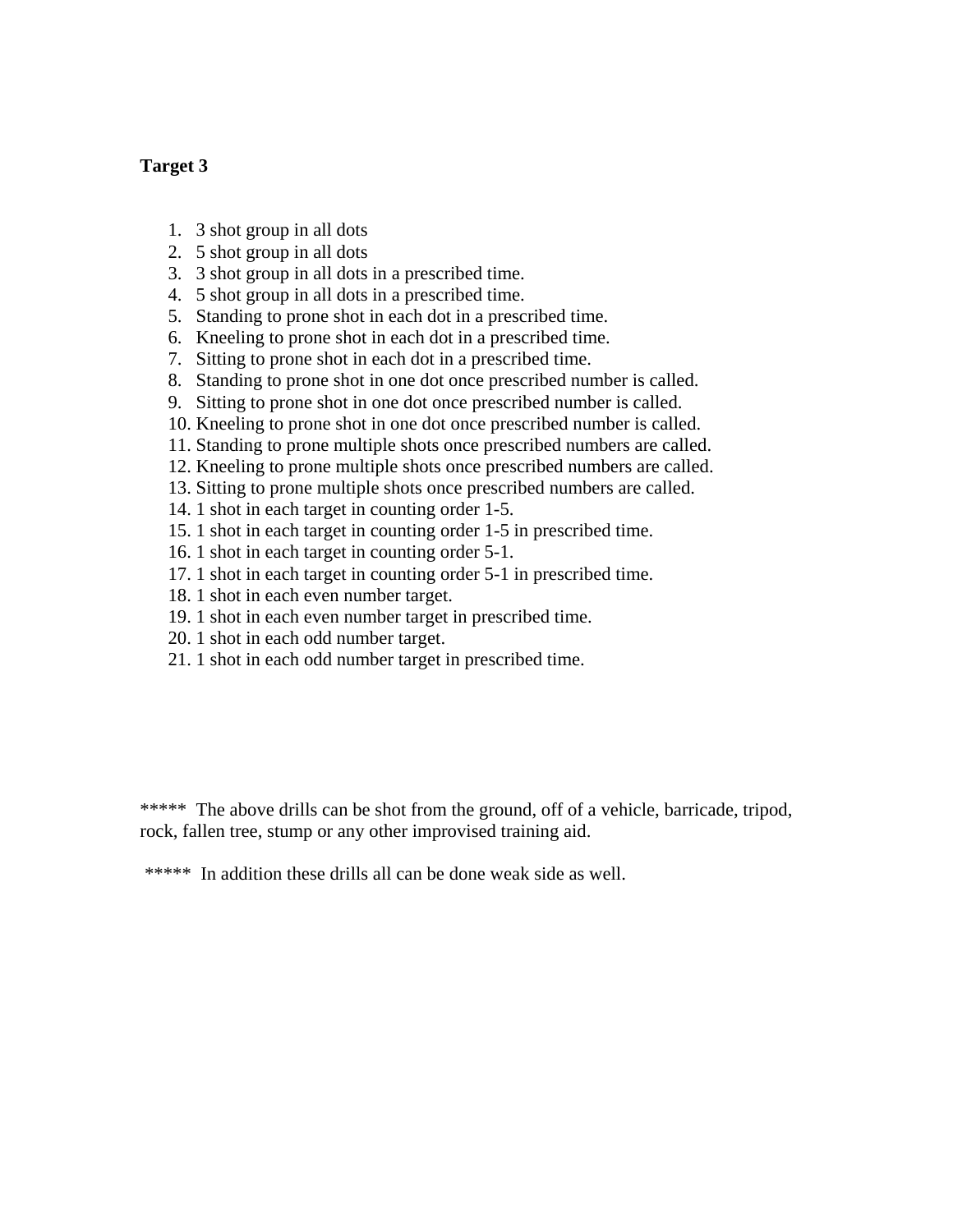**Target 3**

1. 3 shot group in all dots
2. 5 shot group in all dots
3. 3 shot group in all dots in a prescribed time.
4. 5 shot group in all dots in a prescribed time.
5. Standing to prone shot in each dot in a prescribed time.
6. Kneeling to prone shot in each dot in a prescribed time.
7. Sitting to prone shot in each dot in a prescribed time.
8. Standing to prone shot in one dot once prescribed number is called.
9. Sitting to prone shot in one dot once prescribed number is called.
10. Kneeling to prone shot in one dot once prescribed number is called.
11. Standing to prone multiple shots once prescribed numbers are called.
12. Kneeling to prone multiple shots once prescribed numbers are called.
13. Sitting to prone multiple shots once prescribed numbers are called.
14. 1 shot in each target in counting order 1-5.
15. 1 shot in each target in counting order 1-5 in prescribed time.
16. 1 shot in each target in counting order 5-1.
17. 1 shot in each target in counting order 5-1 in prescribed time.
18. 1 shot in each even number target.
19. 1 shot in each even number target in prescribed time.
20. 1 shot in each odd number target.
21. 1 shot in each odd number target in prescribed time.

***** The above drills can be shot from the ground, off of a vehicle, barricade, tripod, rock, fallen tree, stump or any other improvised training aid.

***** In addition these drills all can be done weak side as well.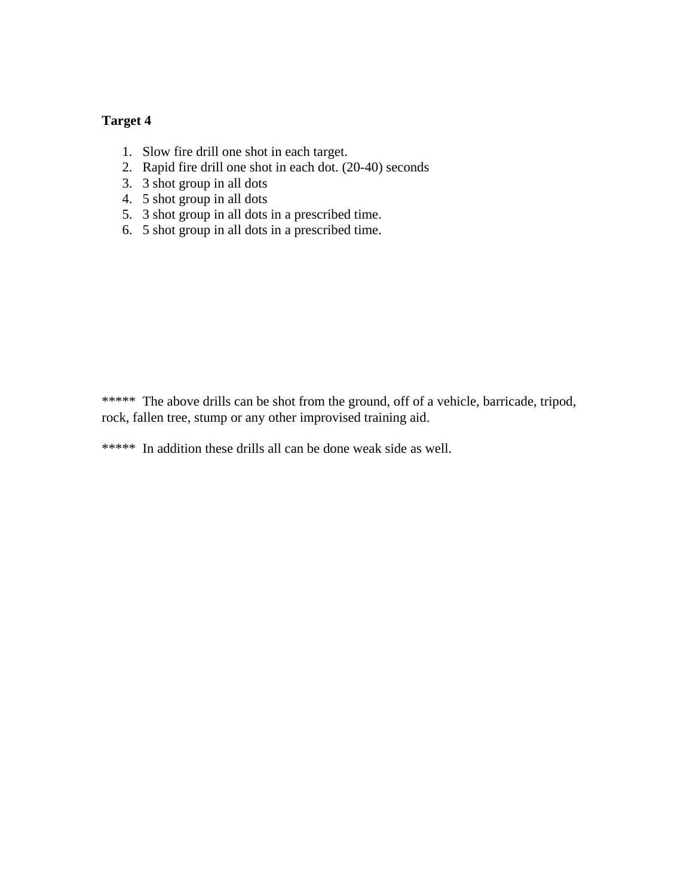**Target 4**

1. Slow fire drill one shot in each target.
2. Rapid fire drill one shot in each dot. (20-40) seconds
3. 3 shot group in all dots
4. 5 shot group in all dots
5. 3 shot group in all dots in a prescribed time.
6. 5 shot group in all dots in a prescribed time.

*****  The above drills can be shot from the ground, off of a vehicle, barricade, tripod, rock, fallen tree, stump or any other improvised training aid.

*****  In addition these drills all can be done weak side as well.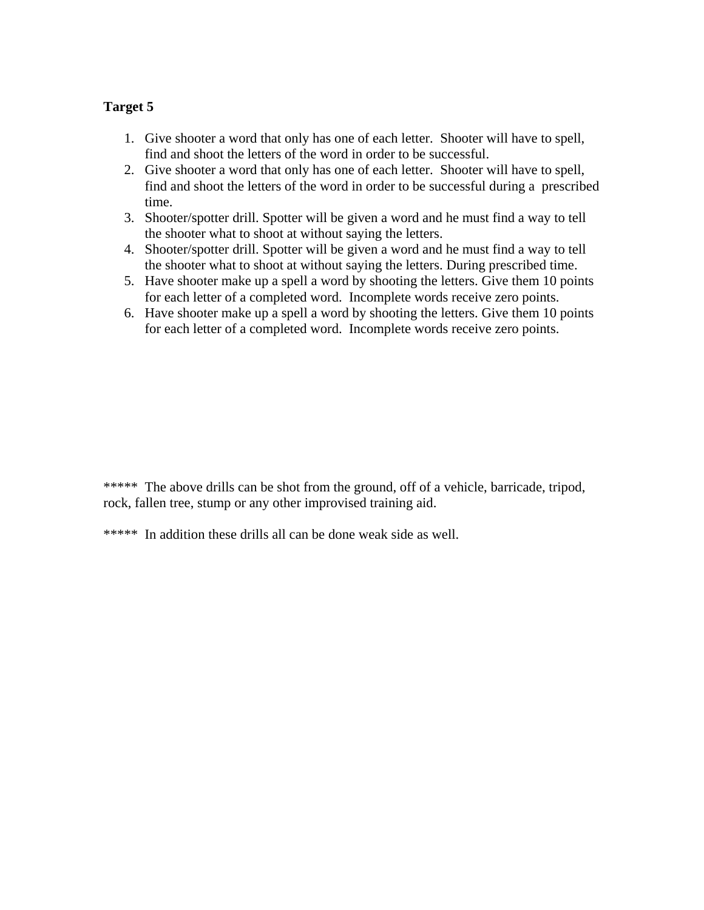**Target 5**

1. Give shooter a word that only has one of each letter.  Shooter will have to spell, find and shoot the letters of the word in order to be successful.
2. Give shooter a word that only has one of each letter.  Shooter will have to spell, find and shoot the letters of the word in order to be successful during a  prescribed time.
3. Shooter/spotter drill. Spotter will be given a word and he must find a way to tell the shooter what to shoot at without saying the letters.
4. Shooter/spotter drill. Spotter will be given a word and he must find a way to tell the shooter what to shoot at without saying the letters. During prescribed time.
5. Have shooter make up a spell a word by shooting the letters. Give them 10 points for each letter of a completed word.  Incomplete words receive zero points.
6. Have shooter make up a spell a word by shooting the letters. Give them 10 points for each letter of a completed word.  Incomplete words receive zero points.

*****  The above drills can be shot from the ground, off of a vehicle, barricade, tripod, rock, fallen tree, stump or any other improvised training aid.

*****  In addition these drills all can be done weak side as well.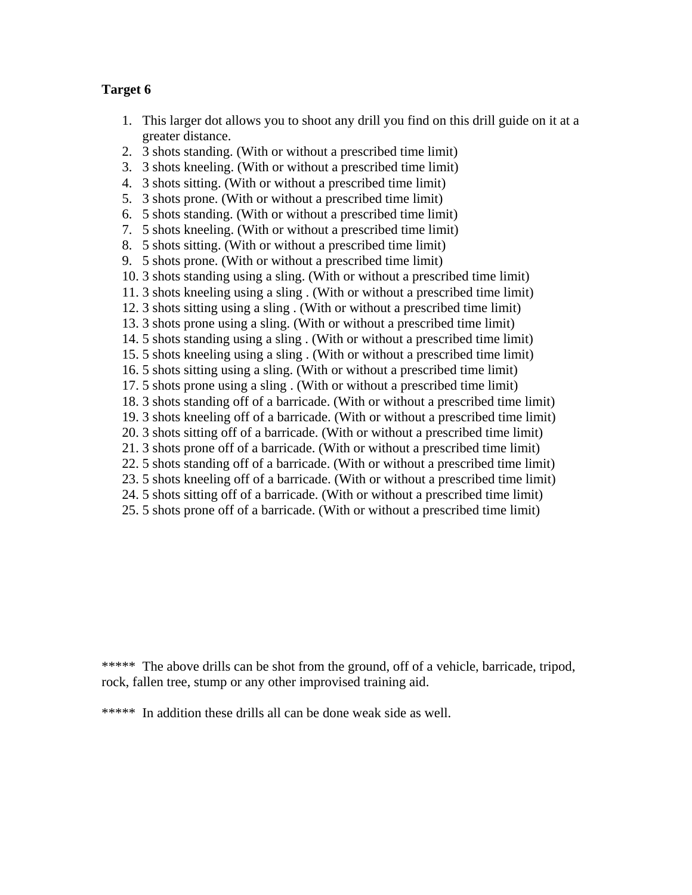**Target 6**

1. This larger dot allows you to shoot any drill you find on this drill guide on it at a greater distance.
2. 3 shots standing. (With or without a prescribed time limit)
3. 3 shots kneeling. (With or without a prescribed time limit)
4. 3 shots sitting. (With or without a prescribed time limit)
5. 3 shots prone. (With or without a prescribed time limit)
6. 5 shots standing. (With or without a prescribed time limit)
7. 5 shots kneeling. (With or without a prescribed time limit)
8. 5 shots sitting. (With or without a prescribed time limit)
9. 5 shots prone. (With or without a prescribed time limit)
10. 3 shots standing using a sling. (With or without a prescribed time limit)
11. 3 shots kneeling using a sling . (With or without a prescribed time limit)
12. 3 shots sitting using a sling . (With or without a prescribed time limit)
13. 3 shots prone using a sling. (With or without a prescribed time limit)
14. 5 shots standing using a sling . (With or without a prescribed time limit)
15. 5 shots kneeling using a sling . (With or without a prescribed time limit)
16. 5 shots sitting using a sling. (With or without a prescribed time limit)
17. 5 shots prone using a sling . (With or without a prescribed time limit)
18. 3 shots standing off of a barricade. (With or without a prescribed time limit)
19. 3 shots kneeling off of a barricade. (With or without a prescribed time limit)
20. 3 shots sitting off of a barricade. (With or without a prescribed time limit)
21. 3 shots prone off of a barricade. (With or without a prescribed time limit)
22. 5 shots standing off of a barricade. (With or without a prescribed time limit)
23. 5 shots kneeling off of a barricade. (With or without a prescribed time limit)
24. 5 shots sitting off of a barricade. (With or without a prescribed time limit)
25. 5 shots prone off of a barricade. (With or without a prescribed time limit)

*****  The above drills can be shot from the ground, off of a vehicle, barricade, tripod, rock, fallen tree, stump or any other improvised training aid.

*****  In addition these drills all can be done weak side as well.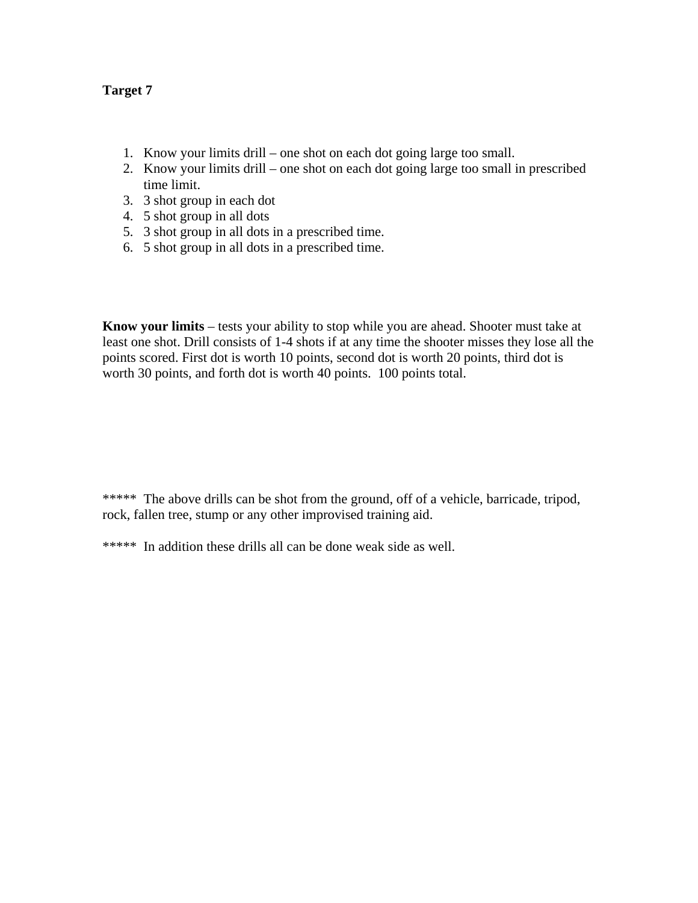**Target 7**

1. Know your limits drill – one shot on each dot going large too small.
2. Know your limits drill – one shot on each dot going large too small in prescribed time limit.
3. 3 shot group in each dot
4. 5 shot group in all dots
5. 3 shot group in all dots in a prescribed time.
6. 5 shot group in all dots in a prescribed time.

**Know your limits** – tests your ability to stop while you are ahead. Shooter must take at least one shot. Drill consists of 1-4 shots if at any time the shooter misses they lose all the points scored. First dot is worth 10 points, second dot is worth 20 points, third dot is worth 30 points, and forth dot is worth 40 points. 100 points total.

*****  The above drills can be shot from the ground, off of a vehicle, barricade, tripod, rock, fallen tree, stump or any other improvised training aid.

*****  In addition these drills all can be done weak side as well.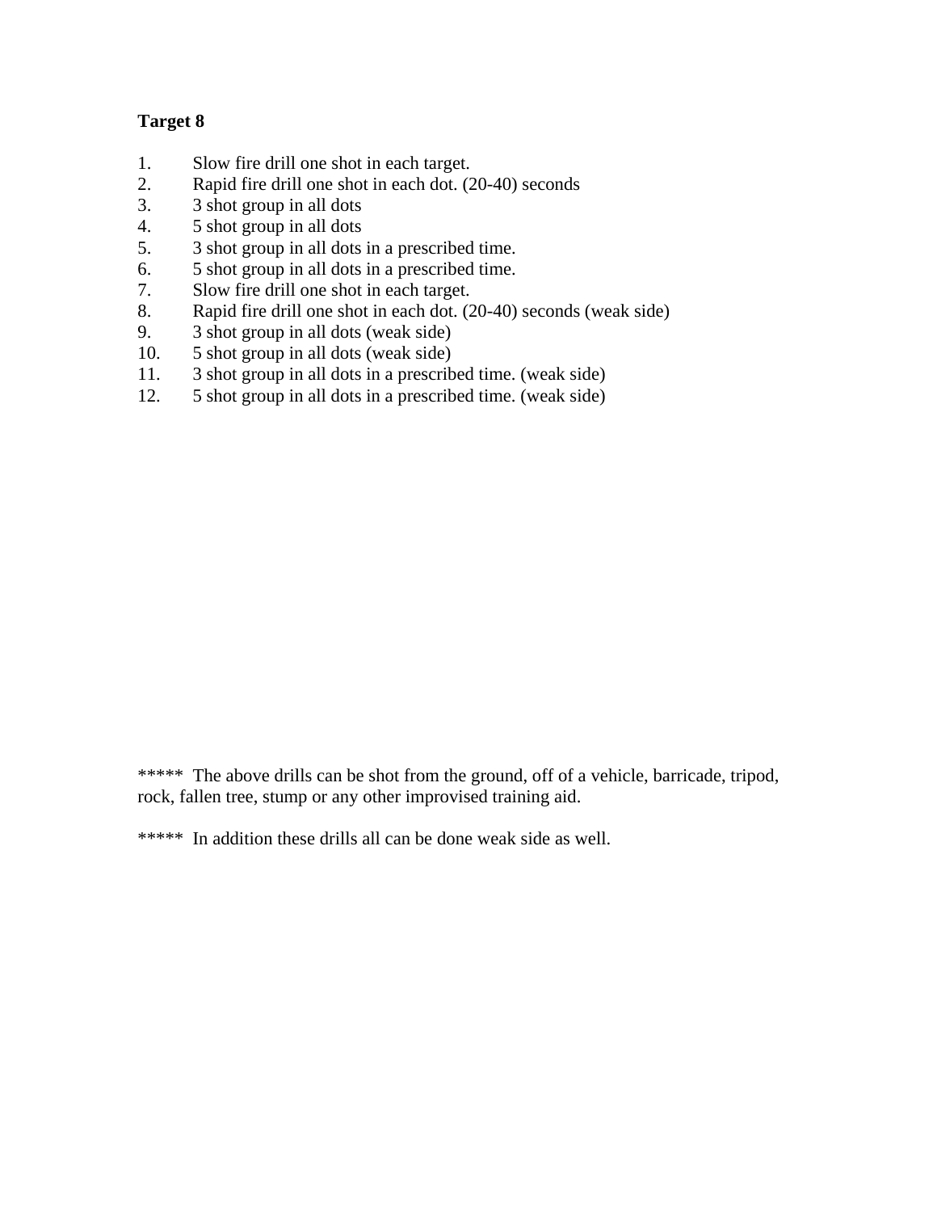**Target 8**

1. Slow fire drill one shot in each target.
2. Rapid fire drill one shot in each dot. (20-40) seconds
3. 3 shot group in all dots
4. 5 shot group in all dots
5. 3 shot group in all dots in a prescribed time.
6. 5 shot group in all dots in a prescribed time.
7. Slow fire drill one shot in each target.
8. Rapid fire drill one shot in each dot. (20-40) seconds (weak side)
9. 3 shot group in all dots (weak side)
10. 5 shot group in all dots (weak side)
11. 3 shot group in all dots in a prescribed time. (weak side)
12. 5 shot group in all dots in a prescribed time. (weak side)

*****  The above drills can be shot from the ground, off of a vehicle, barricade, tripod, rock, fallen tree, stump or any other improvised training aid.

*****  In addition these drills all can be done weak side as well.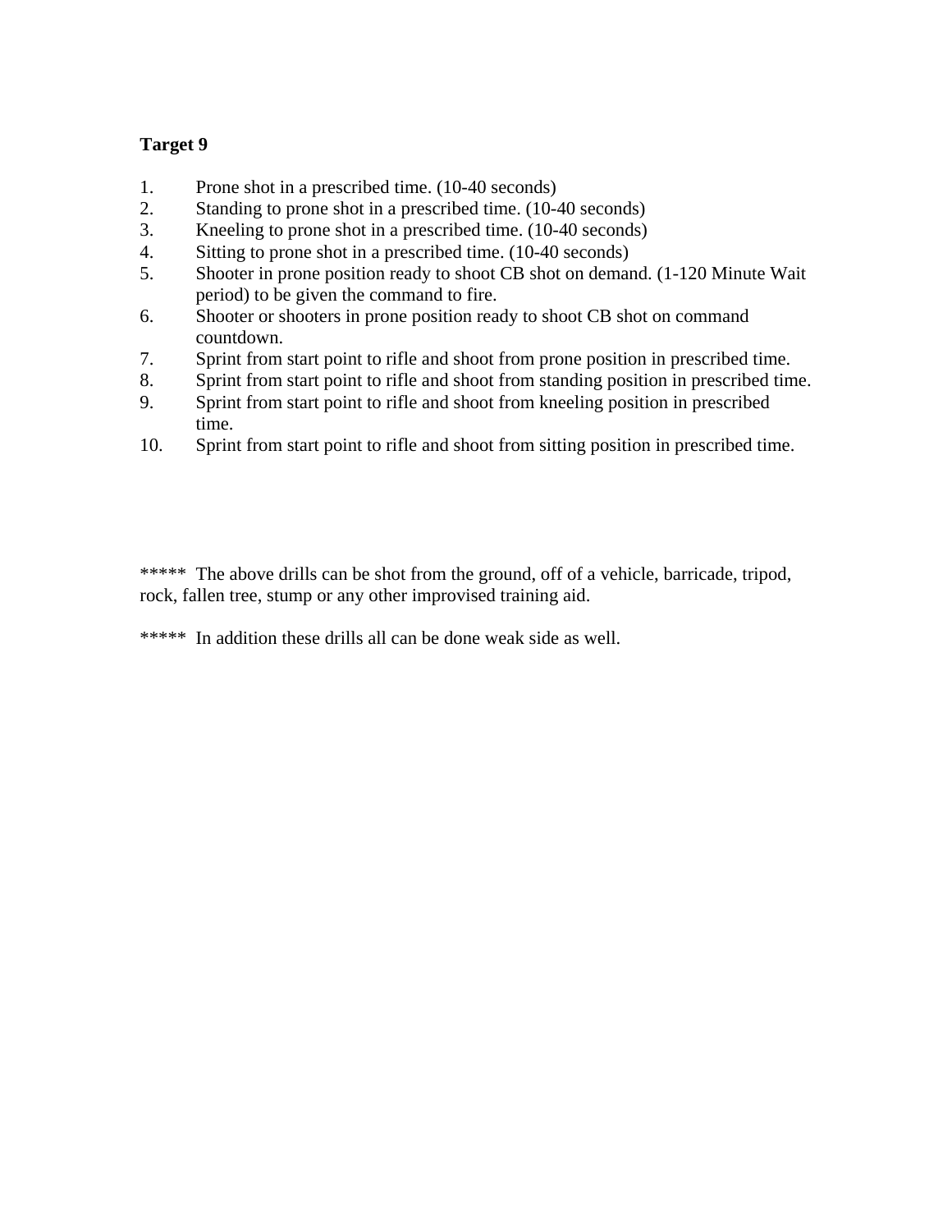**Target 9**

1. Prone shot in a prescribed time. (10-40 seconds)
2. Standing to prone shot in a prescribed time. (10-40 seconds)
3. Kneeling to prone shot in a prescribed time. (10-40 seconds)
4. Sitting to prone shot in a prescribed time. (10-40 seconds)
5. Shooter in prone position ready to shoot CB shot on demand. (1-120 Minute Wait period) to be given the command to fire.
6. Shooter or shooters in prone position ready to shoot CB shot on command countdown.
7. Sprint from start point to rifle and shoot from prone position in prescribed time.
8. Sprint from start point to rifle and shoot from standing position in prescribed time.
9. Sprint from start point to rifle and shoot from kneeling position in prescribed time.
10. Sprint from start point to rifle and shoot from sitting position in prescribed time.

***** The above drills can be shot from the ground, off of a vehicle, barricade, tripod, rock, fallen tree, stump or any other improvised training aid.

***** In addition these drills all can be done weak side as well.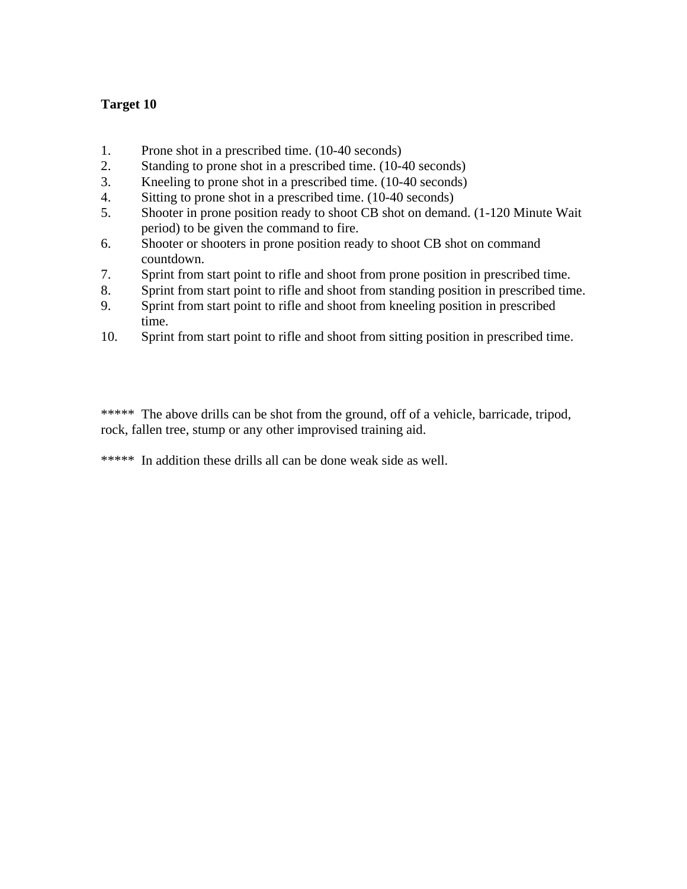**Target 10**

1. Prone shot in a prescribed time. (10-40 seconds)
2. Standing to prone shot in a prescribed time. (10-40 seconds)
3. Kneeling to prone shot in a prescribed time. (10-40 seconds)
4. Sitting to prone shot in a prescribed time. (10-40 seconds)
5. Shooter in prone position ready to shoot CB shot on demand. (1-120 Minute Wait period) to be given the command to fire.
6. Shooter or shooters in prone position ready to shoot CB shot on command countdown.
7. Sprint from start point to rifle and shoot from prone position in prescribed time.
8. Sprint from start point to rifle and shoot from standing position in prescribed time.
9. Sprint from start point to rifle and shoot from kneeling position in prescribed time.
10. Sprint from start point to rifle and shoot from sitting position in prescribed time.

***** The above drills can be shot from the ground, off of a vehicle, barricade, tripod, rock, fallen tree, stump or any other improvised training aid.

***** In addition these drills all can be done weak side as well.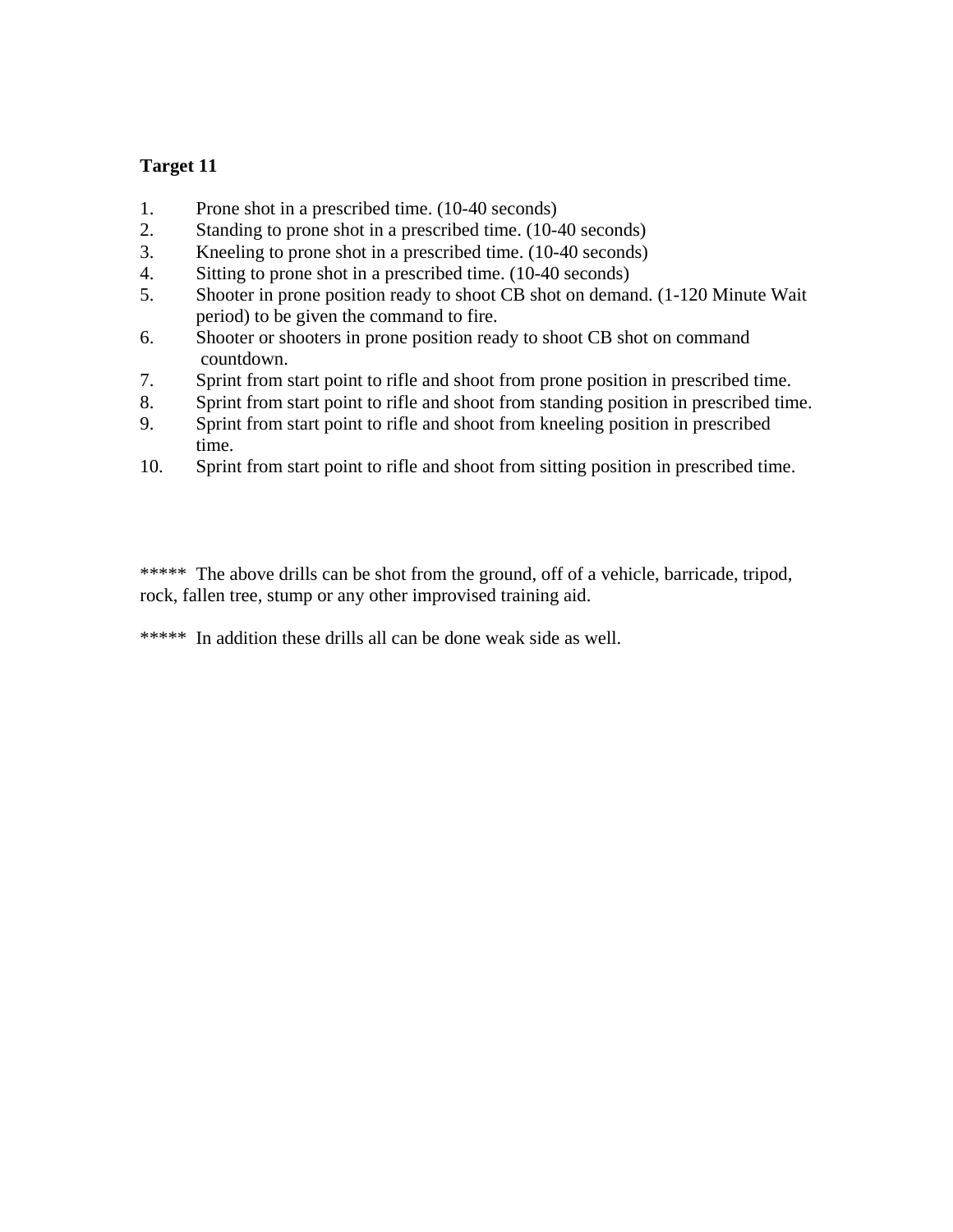**Target 11**

1. Prone shot in a prescribed time. (10-40 seconds)
2. Standing to prone shot in a prescribed time. (10-40 seconds)
3. Kneeling to prone shot in a prescribed time. (10-40 seconds)
4. Sitting to prone shot in a prescribed time. (10-40 seconds)
5. Shooter in prone position ready to shoot CB shot on demand. (1-120 Minute Wait period) to be given the command to fire.
6. Shooter or shooters in prone position ready to shoot CB shot on command countdown.
7. Sprint from start point to rifle and shoot from prone position in prescribed time.
8. Sprint from start point to rifle and shoot from standing position in prescribed time.
9. Sprint from start point to rifle and shoot from kneeling position in prescribed time.
10. Sprint from start point to rifle and shoot from sitting position in prescribed time.

***** The above drills can be shot from the ground, off of a vehicle, barricade, tripod, rock, fallen tree, stump or any other improvised training aid.

***** In addition these drills all can be done weak side as well.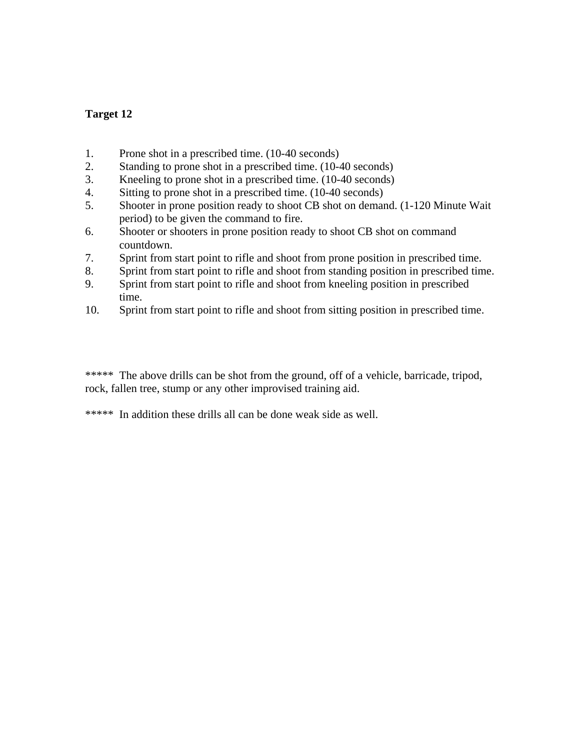**Target 12**

1. Prone shot in a prescribed time. (10-40 seconds)
2. Standing to prone shot in a prescribed time. (10-40 seconds)
3. Kneeling to prone shot in a prescribed time. (10-40 seconds)
4. Sitting to prone shot in a prescribed time. (10-40 seconds)
5. Shooter in prone position ready to shoot CB shot on demand. (1-120 Minute Wait period) to be given the command to fire.
6. Shooter or shooters in prone position ready to shoot CB shot on command countdown.
7. Sprint from start point to rifle and shoot from prone position in prescribed time.
8. Sprint from start point to rifle and shoot from standing position in prescribed time.
9. Sprint from start point to rifle and shoot from kneeling position in prescribed time.
10. Sprint from start point to rifle and shoot from sitting position in prescribed time.

***** The above drills can be shot from the ground, off of a vehicle, barricade, tripod, rock, fallen tree, stump or any other improvised training aid.

***** In addition these drills all can be done weak side as well.